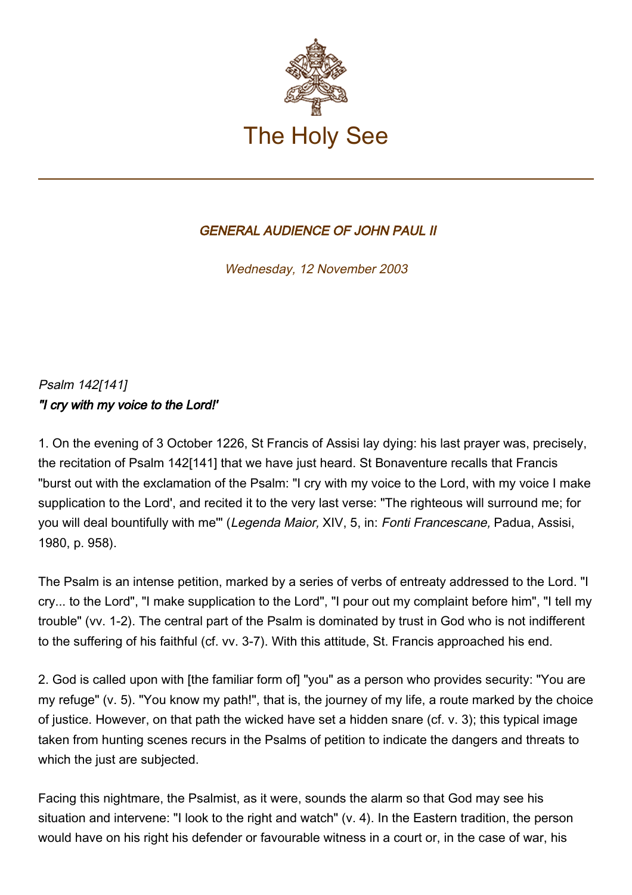# The Holy See

## *GENERAL AUDIENCE OF JOHN PAUL II*

*Wednesday, 12 November 2003*

*Psalm 142[141]*
***"I cry with my voice to the Lord!"***

1. On the evening of 3 October 1226, St Francis of Assisi lay dying: his last prayer was, precisely, the recitation of Psalm 142[141] that we have just heard. St Bonaventure recalls that Francis "burst out with the exclamation of the Psalm: "I cry with my voice to the Lord, with my voice I make supplication to the Lord', and recited it to the very last verse: "The righteous will surround me; for you will deal bountifully with me'" (*Legenda Maior,* XIV, 5, in: *Fonti Francescane,* Padua, Assisi, 1980, p. 958).

The Psalm is an intense petition, marked by a series of verbs of entreaty addressed to the Lord. "I cry... to the Lord", "I make supplication to the Lord", "I pour out my complaint before him", "I tell my trouble" (vv. 1-2). The central part of the Psalm is dominated by trust in God who is not indifferent to the suffering of his faithful (cf. vv. 3-7). With this attitude, St. Francis approached his end.

2. God is called upon with [the familiar form of] "you" as a person who provides security: "You are my refuge" (v. 5). "You know my path!", that is, the journey of my life, a route marked by the choice of justice. However, on that path the wicked have set a hidden snare (cf. v. 3); this typical image taken from hunting scenes recurs in the Psalms of petition to indicate the dangers and threats to which the just are subjected.

Facing this nightmare, the Psalmist, as it were, sounds the alarm so that God may see his situation and intervene: "I look to the right and watch" (v. 4). In the Eastern tradition, the person would have on his right his defender or favourable witness in a court or, in the case of war, his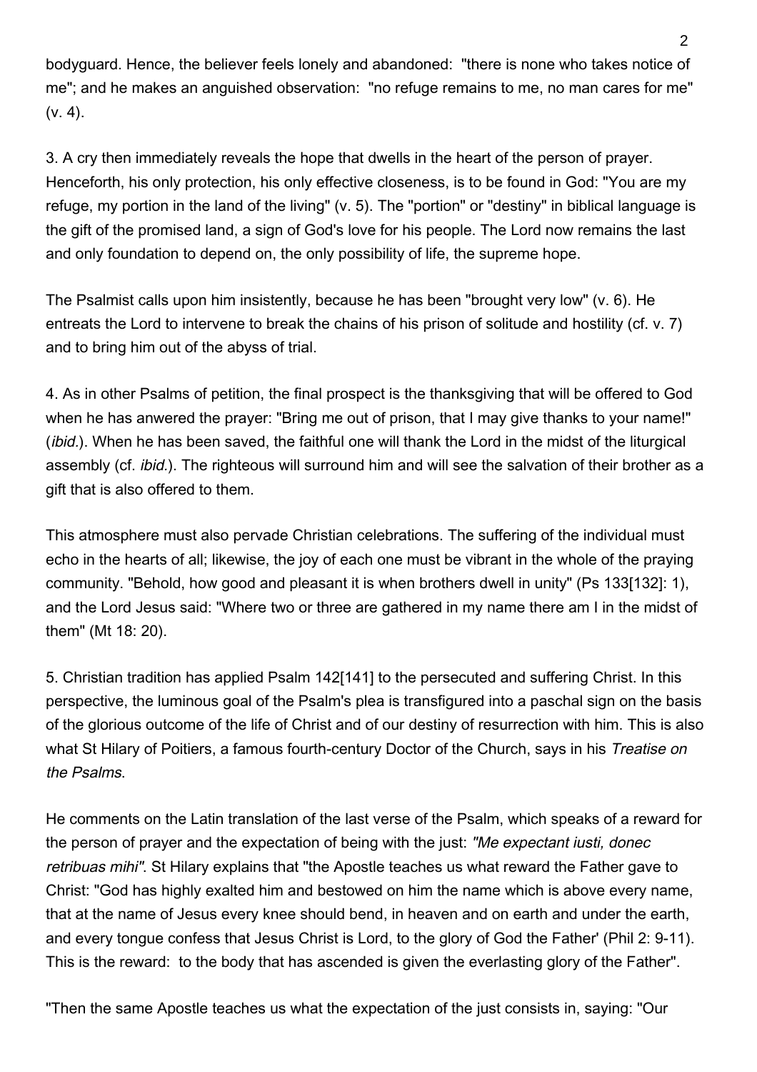bodyguard. Hence, the believer feels lonely and abandoned: "there is none who takes notice of me"; and he makes an anguished observation: "no refuge remains to me, no man cares for me" (v. 4).

3. A cry then immediately reveals the hope that dwells in the heart of the person of prayer. Henceforth, his only protection, his only effective closeness, is to be found in God: "You are my refuge, my portion in the land of the living" (v. 5). The "portion" or "destiny" in biblical language is the gift of the promised land, a sign of God's love for his people. The Lord now remains the last and only foundation to depend on, the only possibility of life, the supreme hope.

The Psalmist calls upon him insistently, because he has been "brought very low" (v. 6). He entreats the Lord to intervene to break the chains of his prison of solitude and hostility (cf. v. 7) and to bring him out of the abyss of trial.

4. As in other Psalms of petition, the final prospect is the thanksgiving that will be offered to God when he has anwered the prayer: "Bring me out of prison, that I may give thanks to your name!" (*ibid.*). When he has been saved, the faithful one will thank the Lord in the midst of the liturgical assembly (cf. *ibid.*). The righteous will surround him and will see the salvation of their brother as a gift that is also offered to them.

This atmosphere must also pervade Christian celebrations. The suffering of the individual must echo in the hearts of all; likewise, the joy of each one must be vibrant in the whole of the praying community. "Behold, how good and pleasant it is when brothers dwell in unity" (Ps 133[132]: 1), and the Lord Jesus said: "Where two or three are gathered in my name there am I in the midst of them" (Mt 18: 20).

5. Christian tradition has applied Psalm 142[141] to the persecuted and suffering Christ. In this perspective, the luminous goal of the Psalm's plea is transfigured into a paschal sign on the basis of the glorious outcome of the life of Christ and of our destiny of resurrection with him. This is also what St Hilary of Poitiers, a famous fourth-century Doctor of the Church, says in his *Treatise on the Psalms*.

He comments on the Latin translation of the last verse of the Psalm, which speaks of a reward for the person of prayer and the expectation of being with the just: *"Me expectant iusti, donec retribuas mihi"*. St Hilary explains that "the Apostle teaches us what reward the Father gave to Christ: "God has highly exalted him and bestowed on him the name which is above every name, that at the name of Jesus every knee should bend, in heaven and on earth and under the earth, and every tongue confess that Jesus Christ is Lord, to the glory of God the Father' (Phil 2: 9-11). This is the reward: to the body that has ascended is given the everlasting glory of the Father".

"Then the same Apostle teaches us what the expectation of the just consists in, saying: "Our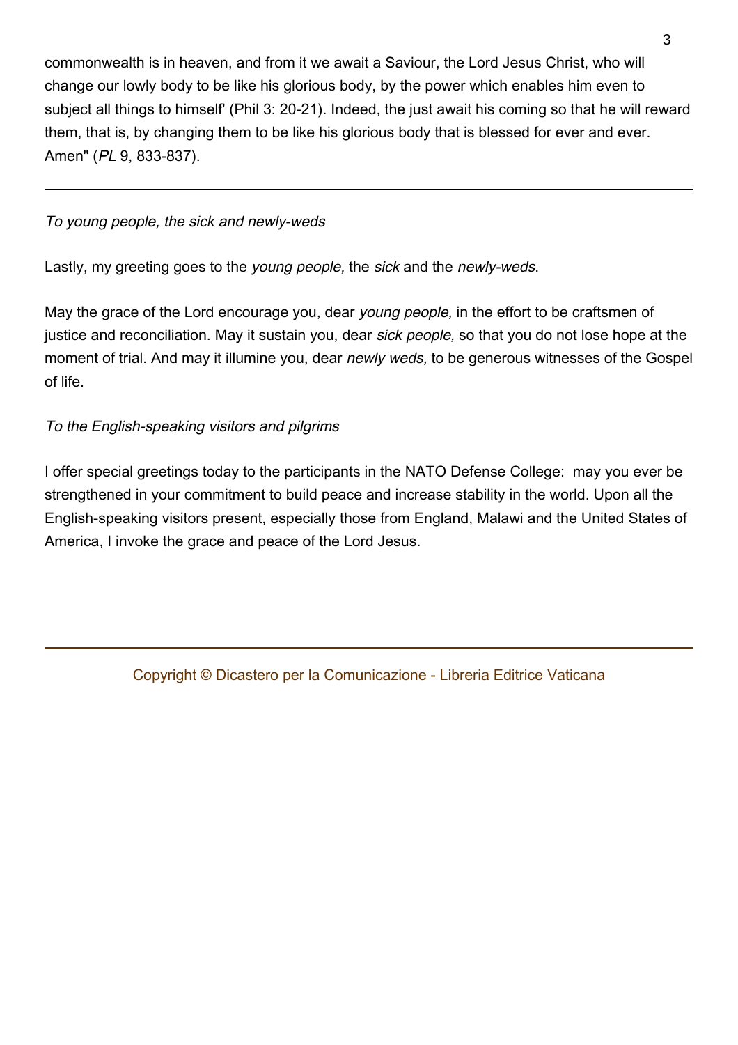commonwealth is in heaven, and from it we await a Saviour, the Lord Jesus Christ, who will change our lowly body to be like his glorious body, by the power which enables him even to subject all things to himself' (Phil 3: 20-21). Indeed, the just await his coming so that he will reward them, that is, by changing them to be like his glorious body that is blessed for ever and ever. Amen" (*PL* 9, 833-837).

---

*To young people, the sick and newly-weds*

Lastly, my greeting goes to the *young people,* the *sick* and the *newly-weds.*

May the grace of the Lord encourage you, dear *young people,* in the effort to be craftsmen of justice and reconciliation. May it sustain you, dear *sick people,* so that you do not lose hope at the moment of trial. And may it illumine you, dear *newly weds,* to be generous witnesses of the Gospel of life.

*To the English-speaking visitors and pilgrims*

I offer special greetings today to the participants in the NATO Defense College: may you ever be strengthened in your commitment to build peace and increase stability in the world. Upon all the English-speaking visitors present, especially those from England, Malawi and the United States of America, I invoke the grace and peace of the Lord Jesus.

---

Copyright © Dicastero per la Comunicazione - Libreria Editrice Vaticana